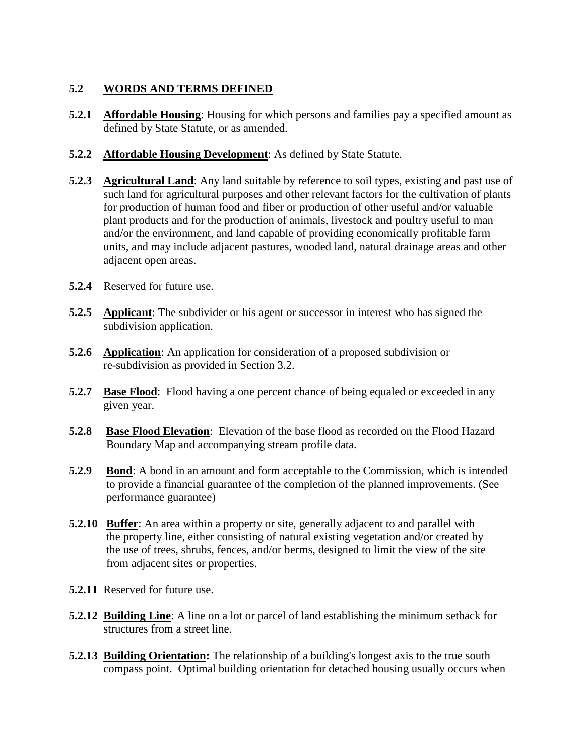## 5.2 WORDS AND TERMS DEFINED

**5.2.1** **Affordable Housing**: Housing for which persons and families pay a specified amount as defined by State Statute, or as amended.

**5.2.2** **Affordable Housing Development**: As defined by State Statute.

**5.2.3** **Agricultural Land**: Any land suitable by reference to soil types, existing and past use of such land for agricultural purposes and other relevant factors for the cultivation of plants for production of human food and fiber or production of other useful and/or valuable plant products and for the production of animals, livestock and poultry useful to man and/or the environment, and land capable of providing economically profitable farm units, and may include adjacent pastures, wooded land, natural drainage areas and other adjacent open areas.

**5.2.4** Reserved for future use.

**5.2.5** **Applicant**: The subdivider or his agent or successor in interest who has signed the subdivision application.

**5.2.6** **Application**: An application for consideration of a proposed subdivision or re-subdivision as provided in Section 3.2.

**5.2.7** **Base Flood**: Flood having a one percent chance of being equaled or exceeded in any given year.

**5.2.8** **Base Flood Elevation**: Elevation of the base flood as recorded on the Flood Hazard Boundary Map and accompanying stream profile data.

**5.2.9** **Bond**: A bond in an amount and form acceptable to the Commission, which is intended to provide a financial guarantee of the completion of the planned improvements. (See performance guarantee)

**5.2.10** **Buffer**: An area within a property or site, generally adjacent to and parallel with the property line, either consisting of natural existing vegetation and/or created by the use of trees, shrubs, fences, and/or berms, designed to limit the view of the site from adjacent sites or properties.

**5.2.11** Reserved for future use.

**5.2.12** **Building Line**: A line on a lot or parcel of land establishing the minimum setback for structures from a street line.

**5.2.13** **Building Orientation:** The relationship of a building's longest axis to the true south compass point. Optimal building orientation for detached housing usually occurs when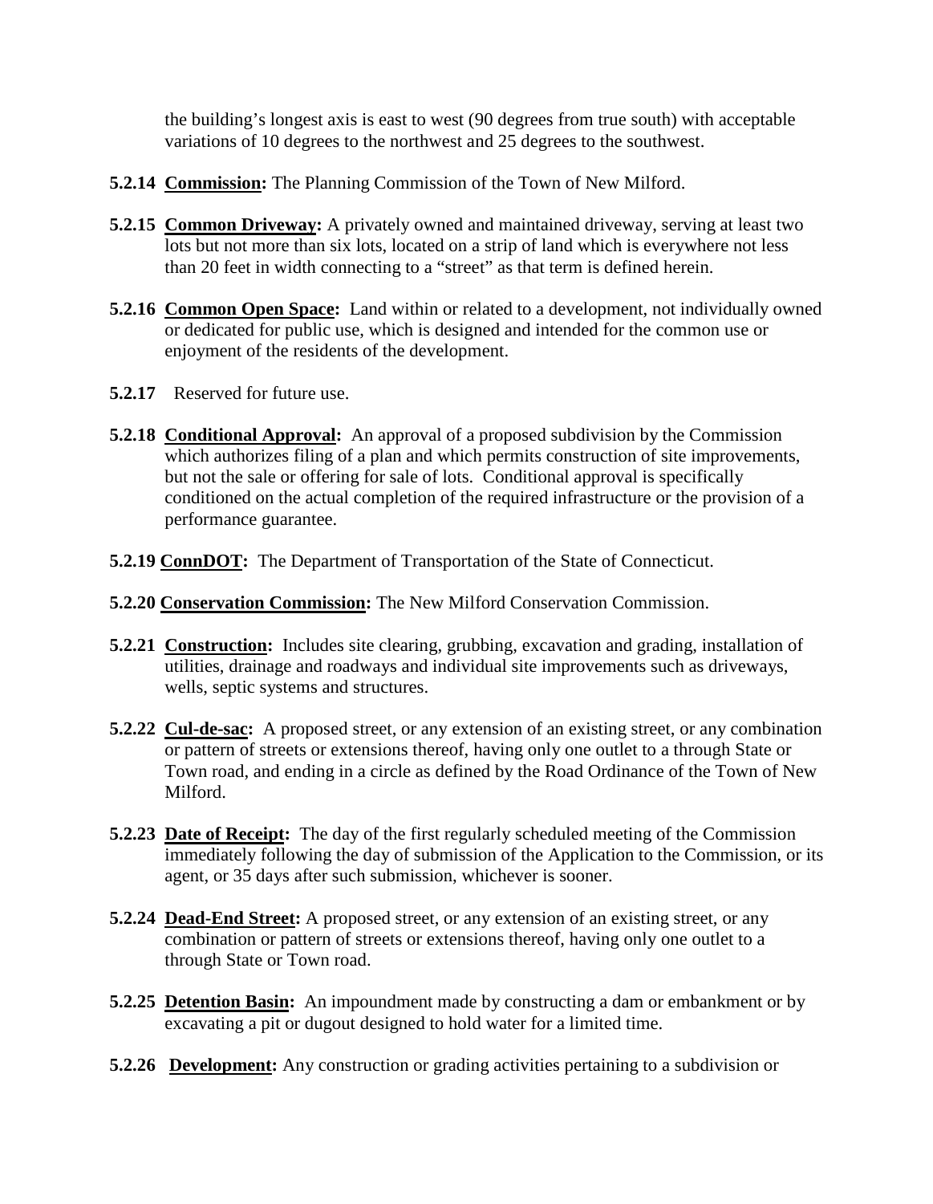the building's longest axis is east to west (90 degrees from true south) with acceptable variations of 10 degrees to the northwest and 25 degrees to the southwest.

**5.2.14 Commission:** The Planning Commission of the Town of New Milford.

**5.2.15 Common Driveway:** A privately owned and maintained driveway, serving at least two lots but not more than six lots, located on a strip of land which is everywhere not less than 20 feet in width connecting to a "street" as that term is defined herein.

**5.2.16 Common Open Space:** Land within or related to a development, not individually owned or dedicated for public use, which is designed and intended for the common use or enjoyment of the residents of the development.

**5.2.17** Reserved for future use.

**5.2.18 Conditional Approval:** An approval of a proposed subdivision by the Commission which authorizes filing of a plan and which permits construction of site improvements, but not the sale or offering for sale of lots. Conditional approval is specifically conditioned on the actual completion of the required infrastructure or the provision of a performance guarantee.

**5.2.19 ConnDOT:** The Department of Transportation of the State of Connecticut.

**5.2.20 Conservation Commission:** The New Milford Conservation Commission.

**5.2.21 Construction:** Includes site clearing, grubbing, excavation and grading, installation of utilities, drainage and roadways and individual site improvements such as driveways, wells, septic systems and structures.

**5.2.22 Cul-de-sac:** A proposed street, or any extension of an existing street, or any combination or pattern of streets or extensions thereof, having only one outlet to a through State or Town road, and ending in a circle as defined by the Road Ordinance of the Town of New Milford.

**5.2.23 Date of Receipt:** The day of the first regularly scheduled meeting of the Commission immediately following the day of submission of the Application to the Commission, or its agent, or 35 days after such submission, whichever is sooner.

**5.2.24 Dead-End Street:** A proposed street, or any extension of an existing street, or any combination or pattern of streets or extensions thereof, having only one outlet to a through State or Town road.

**5.2.25 Detention Basin:** An impoundment made by constructing a dam or embankment or by excavating a pit or dugout designed to hold water for a limited time.

**5.2.26 Development:** Any construction or grading activities pertaining to a subdivision or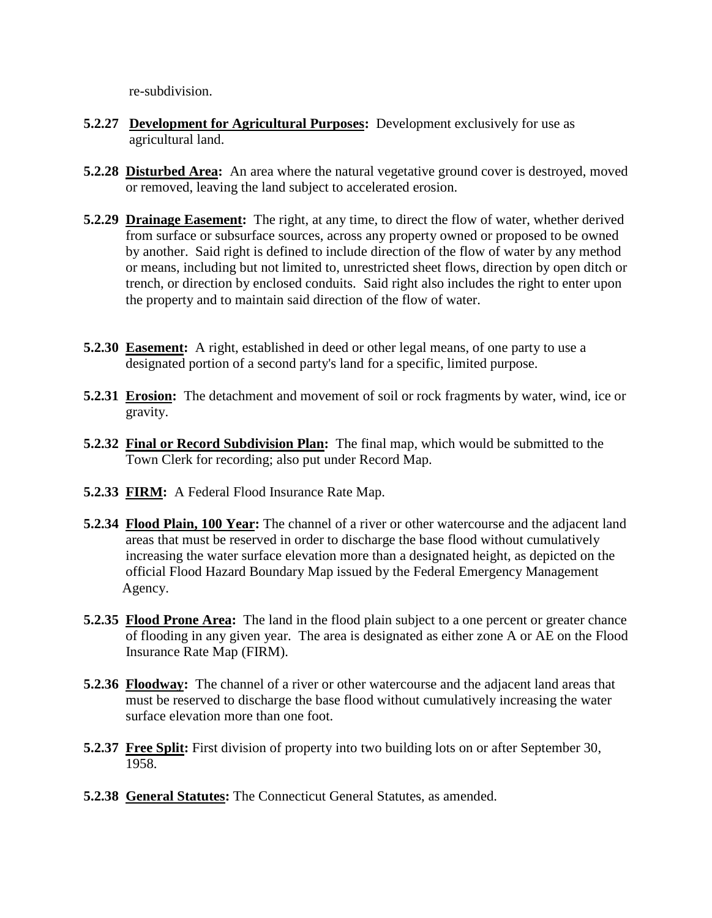re-subdivision.

**5.2.27** **Development for Agricultural Purposes:** Development exclusively for use as agricultural land.

**5.2.28** **Disturbed Area:** An area where the natural vegetative ground cover is destroyed, moved or removed, leaving the land subject to accelerated erosion.

**5.2.29** **Drainage Easement:** The right, at any time, to direct the flow of water, whether derived from surface or subsurface sources, across any property owned or proposed to be owned by another. Said right is defined to include direction of the flow of water by any method or means, including but not limited to, unrestricted sheet flows, direction by open ditch or trench, or direction by enclosed conduits. Said right also includes the right to enter upon the property and to maintain said direction of the flow of water.

**5.2.30** **Easement:** A right, established in deed or other legal means, of one party to use a designated portion of a second party's land for a specific, limited purpose.

**5.2.31** **Erosion:** The detachment and movement of soil or rock fragments by water, wind, ice or gravity.

**5.2.32** **Final or Record Subdivision Plan:** The final map, which would be submitted to the Town Clerk for recording; also put under Record Map.

**5.2.33** **FIRM:** A Federal Flood Insurance Rate Map.

**5.2.34** **Flood Plain, 100 Year:** The channel of a river or other watercourse and the adjacent land areas that must be reserved in order to discharge the base flood without cumulatively increasing the water surface elevation more than a designated height, as depicted on the official Flood Hazard Boundary Map issued by the Federal Emergency Management Agency.

**5.2.35** **Flood Prone Area:** The land in the flood plain subject to a one percent or greater chance of flooding in any given year. The area is designated as either zone A or AE on the Flood Insurance Rate Map (FIRM).

**5.2.36** **Floodway:** The channel of a river or other watercourse and the adjacent land areas that must be reserved to discharge the base flood without cumulatively increasing the water surface elevation more than one foot.

**5.2.37** **Free Split:** First division of property into two building lots on or after September 30, 1958.

**5.2.38** **General Statutes:** The Connecticut General Statutes, as amended.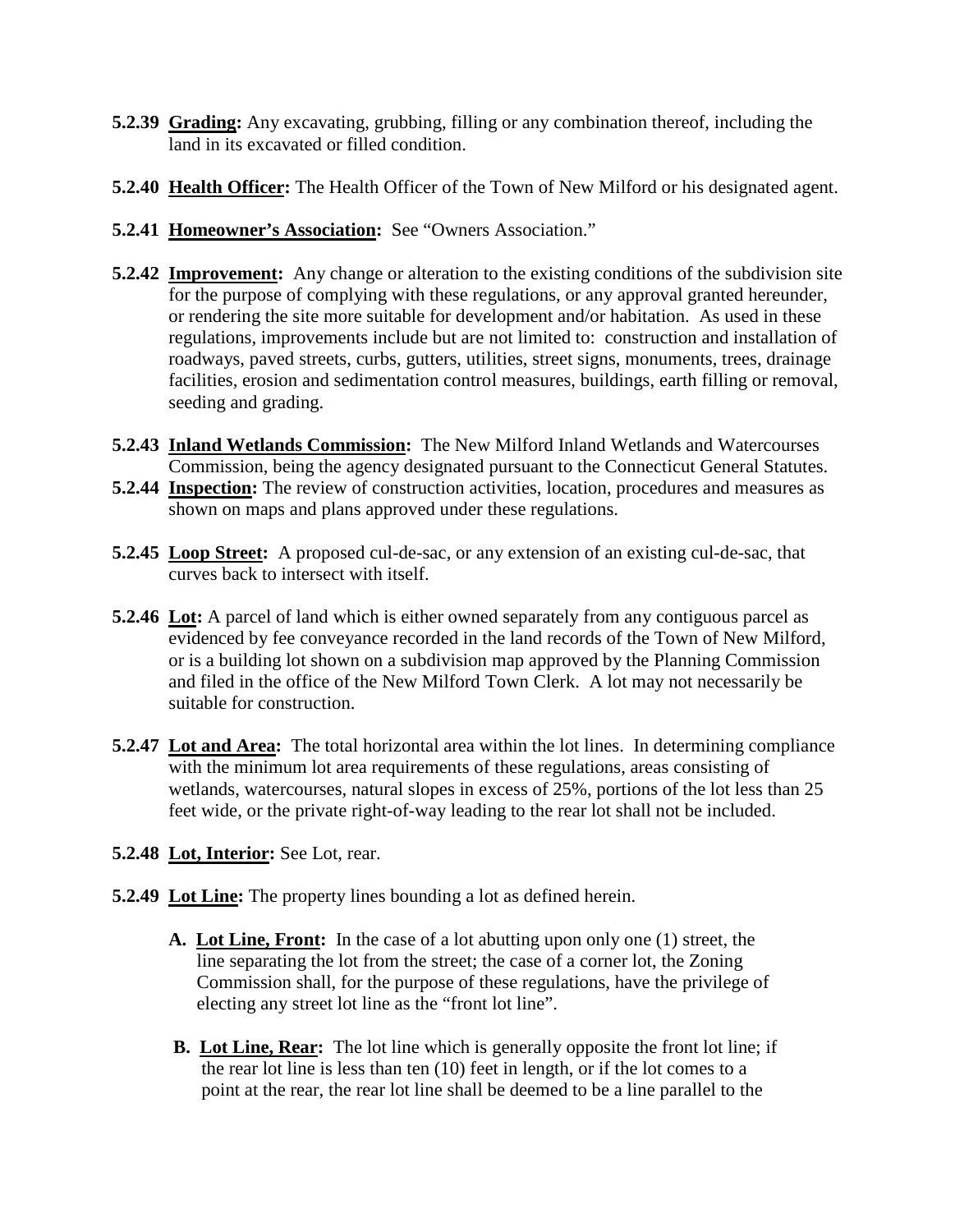**5.2.39 Grading:** Any excavating, grubbing, filling or any combination thereof, including the land in its excavated or filled condition.

**5.2.40 Health Officer:** The Health Officer of the Town of New Milford or his designated agent.

**5.2.41 Homeowner's Association:** See "Owners Association."

**5.2.42 Improvement:** Any change or alteration to the existing conditions of the subdivision site for the purpose of complying with these regulations, or any approval granted hereunder, or rendering the site more suitable for development and/or habitation. As used in these regulations, improvements include but are not limited to: construction and installation of roadways, paved streets, curbs, gutters, utilities, street signs, monuments, trees, drainage facilities, erosion and sedimentation control measures, buildings, earth filling or removal, seeding and grading.

**5.2.43 Inland Wetlands Commission:** The New Milford Inland Wetlands and Watercourses Commission, being the agency designated pursuant to the Connecticut General Statutes.

**5.2.44 Inspection:** The review of construction activities, location, procedures and measures as shown on maps and plans approved under these regulations.

**5.2.45 Loop Street:** A proposed cul-de-sac, or any extension of an existing cul-de-sac, that curves back to intersect with itself.

**5.2.46 Lot:** A parcel of land which is either owned separately from any contiguous parcel as evidenced by fee conveyance recorded in the land records of the Town of New Milford, or is a building lot shown on a subdivision map approved by the Planning Commission and filed in the office of the New Milford Town Clerk. A lot may not necessarily be suitable for construction.

**5.2.47 Lot and Area:** The total horizontal area within the lot lines. In determining compliance with the minimum lot area requirements of these regulations, areas consisting of wetlands, watercourses, natural slopes in excess of 25%, portions of the lot less than 25 feet wide, or the private right-of-way leading to the rear lot shall not be included.

**5.2.48 Lot, Interior:** See Lot, rear.

**5.2.49 Lot Line:** The property lines bounding a lot as defined herein.

**A. Lot Line, Front:** In the case of a lot abutting upon only one (1) street, the line separating the lot from the street; the case of a corner lot, the Zoning Commission shall, for the purpose of these regulations, have the privilege of electing any street lot line as the "front lot line".

**B. Lot Line, Rear:** The lot line which is generally opposite the front lot line; if the rear lot line is less than ten (10) feet in length, or if the lot comes to a point at the rear, the rear lot line shall be deemed to be a line parallel to the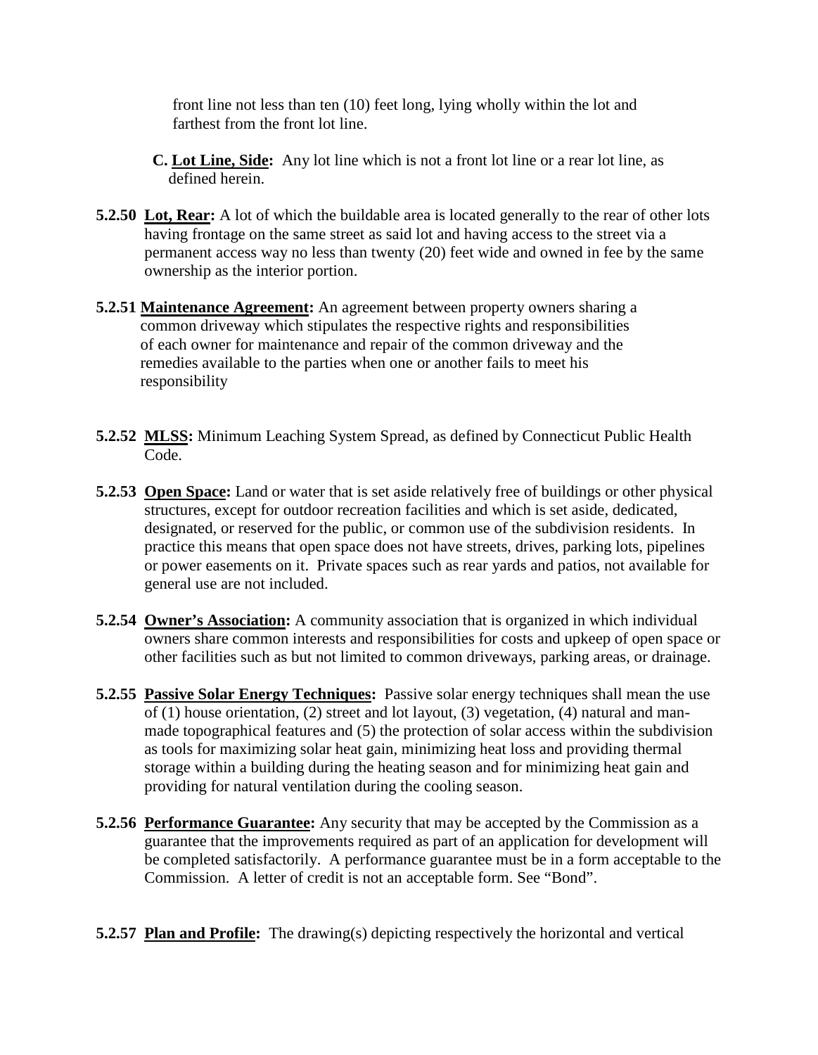front line not less than ten (10) feet long, lying wholly within the lot and farthest from the front lot line.

**C. Lot Line, Side:** Any lot line which is not a front lot line or a rear lot line, as defined herein.

**5.2.50 Lot, Rear:** A lot of which the buildable area is located generally to the rear of other lots having frontage on the same street as said lot and having access to the street via a permanent access way no less than twenty (20) feet wide and owned in fee by the same ownership as the interior portion.

**5.2.51 Maintenance Agreement:** An agreement between property owners sharing a common driveway which stipulates the respective rights and responsibilities of each owner for maintenance and repair of the common driveway and the remedies available to the parties when one or another fails to meet his responsibility

**5.2.52 MLSS:** Minimum Leaching System Spread, as defined by Connecticut Public Health Code.

**5.2.53 Open Space:** Land or water that is set aside relatively free of buildings or other physical structures, except for outdoor recreation facilities and which is set aside, dedicated, designated, or reserved for the public, or common use of the subdivision residents. In practice this means that open space does not have streets, drives, parking lots, pipelines or power easements on it. Private spaces such as rear yards and patios, not available for general use are not included.

**5.2.54 Owner's Association:** A community association that is organized in which individual owners share common interests and responsibilities for costs and upkeep of open space or other facilities such as but not limited to common driveways, parking areas, or drainage.

**5.2.55 Passive Solar Energy Techniques:** Passive solar energy techniques shall mean the use of (1) house orientation, (2) street and lot layout, (3) vegetation, (4) natural and man-made topographical features and (5) the protection of solar access within the subdivision as tools for maximizing solar heat gain, minimizing heat loss and providing thermal storage within a building during the heating season and for minimizing heat gain and providing for natural ventilation during the cooling season.

**5.2.56 Performance Guarantee:** Any security that may be accepted by the Commission as a guarantee that the improvements required as part of an application for development will be completed satisfactorily. A performance guarantee must be in a form acceptable to the Commission. A letter of credit is not an acceptable form. See "Bond".

**5.2.57 Plan and Profile:** The drawing(s) depicting respectively the horizontal and vertical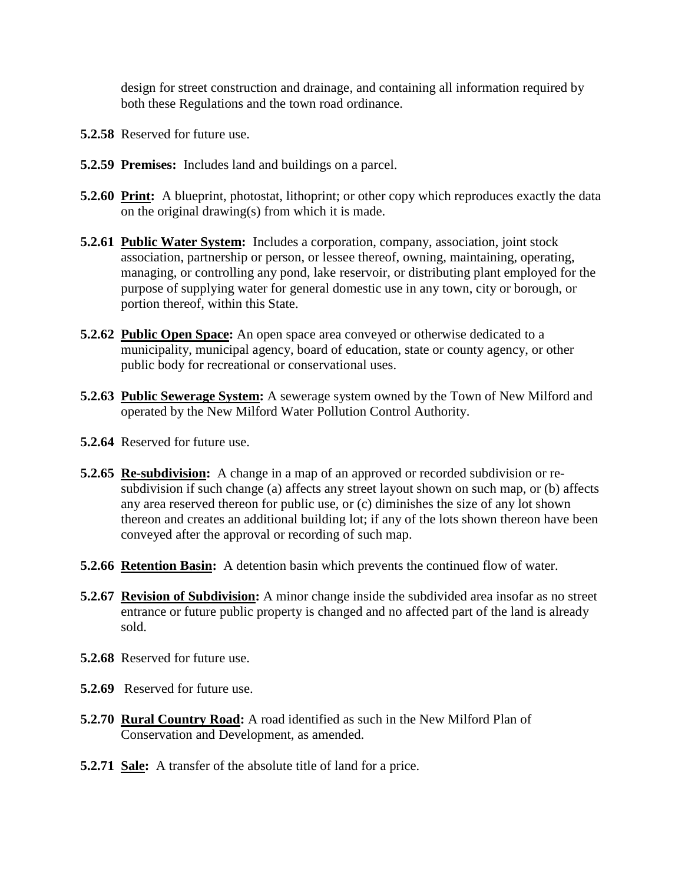design for street construction and drainage, and containing all information required by both these Regulations and the town road ordinance.

**5.2.58** Reserved for future use.

**5.2.59** **Premises:** Includes land and buildings on a parcel.

**5.2.60** **Print:** A blueprint, photostat, lithoprint; or other copy which reproduces exactly the data on the original drawing(s) from which it is made.

**5.2.61** **Public Water System:** Includes a corporation, company, association, joint stock association, partnership or person, or lessee thereof, owning, maintaining, operating, managing, or controlling any pond, lake reservoir, or distributing plant employed for the purpose of supplying water for general domestic use in any town, city or borough, or portion thereof, within this State.

**5.2.62** **Public Open Space:** An open space area conveyed or otherwise dedicated to a municipality, municipal agency, board of education, state or county agency, or other public body for recreational or conservational uses.

**5.2.63** **Public Sewerage System:** A sewerage system owned by the Town of New Milford and operated by the New Milford Water Pollution Control Authority.

**5.2.64** Reserved for future use.

**5.2.65** **Re-subdivision:** A change in a map of an approved or recorded subdivision or re-subdivision if such change (a) affects any street layout shown on such map, or (b) affects any area reserved thereon for public use, or (c) diminishes the size of any lot shown thereon and creates an additional building lot; if any of the lots shown thereon have been conveyed after the approval or recording of such map.

**5.2.66** **Retention Basin:** A detention basin which prevents the continued flow of water.

**5.2.67** **Revision of Subdivision:** A minor change inside the subdivided area insofar as no street entrance or future public property is changed and no affected part of the land is already sold.

**5.2.68** Reserved for future use.

**5.2.69** Reserved for future use.

**5.2.70** **Rural Country Road:** A road identified as such in the New Milford Plan of Conservation and Development, as amended.

**5.2.71** **Sale:** A transfer of the absolute title of land for a price.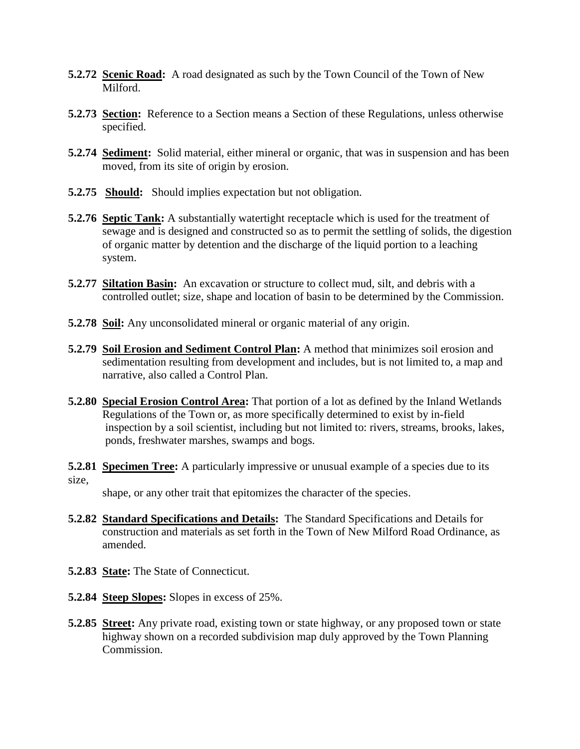**5.2.72** **<u>Scenic Road</u>:** A road designated as such by the Town Council of the Town of New Milford.

**5.2.73** **<u>Section</u>:** Reference to a Section means a Section of these Regulations, unless otherwise specified.

**5.2.74** **<u>Sediment</u>:** Solid material, either mineral or organic, that was in suspension and has been moved, from its site of origin by erosion.

**5.2.75** **<u>Should</u>:** Should implies expectation but not obligation.

**5.2.76** **<u>Septic Tank</u>:** A substantially watertight receptacle which is used for the treatment of sewage and is designed and constructed so as to permit the settling of solids, the digestion of organic matter by detention and the discharge of the liquid portion to a leaching system.

**5.2.77** **<u>Siltation Basin</u>:** An excavation or structure to collect mud, silt, and debris with a controlled outlet; size, shape and location of basin to be determined by the Commission.

**5.2.78** **<u>Soil</u>:** Any unconsolidated mineral or organic material of any origin.

**5.2.79** **<u>Soil Erosion and Sediment Control Plan</u>:** A method that minimizes soil erosion and sedimentation resulting from development and includes, but is not limited to, a map and narrative, also called a Control Plan.

**5.2.80** **<u>Special Erosion Control Area</u>:** That portion of a lot as defined by the Inland Wetlands Regulations of the Town or, as more specifically determined to exist by in-field inspection by a soil scientist, including but not limited to: rivers, streams, brooks, lakes, ponds, freshwater marshes, swamps and bogs.

**5.2.81** **<u>Specimen Tree</u>:** A particularly impressive or unusual example of a species due to its size,

shape, or any other trait that epitomizes the character of the species.

**5.2.82** **<u>Standard Specifications and Details</u>:** The Standard Specifications and Details for construction and materials as set forth in the Town of New Milford Road Ordinance, as amended.

**5.2.83** **<u>State</u>:** The State of Connecticut.

**5.2.84** **<u>Steep Slopes</u>:** Slopes in excess of 25%.

**5.2.85** **<u>Street</u>:** Any private road, existing town or state highway, or any proposed town or state highway shown on a recorded subdivision map duly approved by the Town Planning Commission.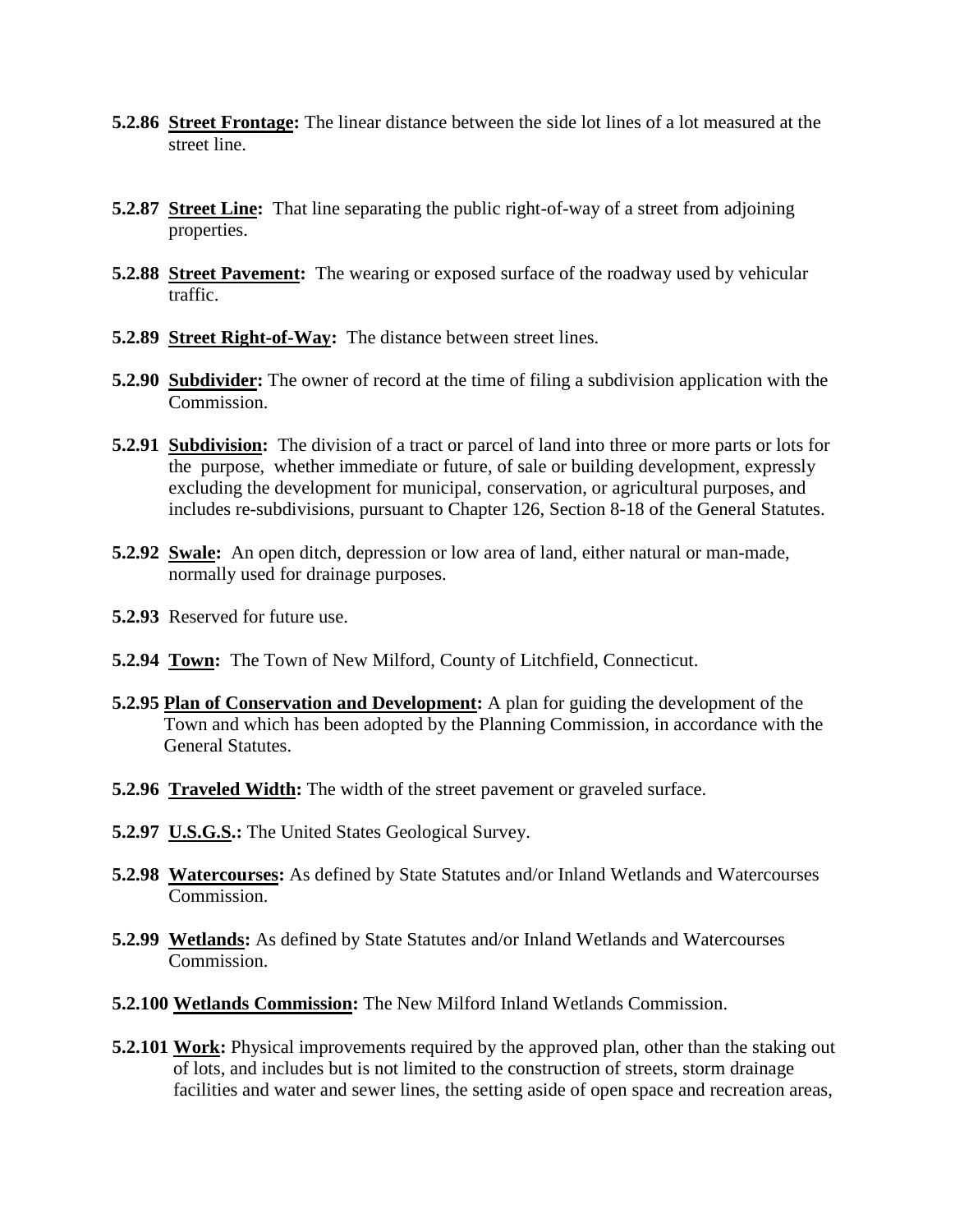**5.2.86** **Street Frontage:** The linear distance between the side lot lines of a lot measured at the street line.

**5.2.87** **Street Line:** That line separating the public right-of-way of a street from adjoining properties.

**5.2.88** **Street Pavement:** The wearing or exposed surface of the roadway used by vehicular traffic.

**5.2.89** **Street Right-of-Way:** The distance between street lines.

**5.2.90** **Subdivider:** The owner of record at the time of filing a subdivision application with the Commission.

**5.2.91** **Subdivision:** The division of a tract or parcel of land into three or more parts or lots for the purpose, whether immediate or future, of sale or building development, expressly excluding the development for municipal, conservation, or agricultural purposes, and includes re-subdivisions, pursuant to Chapter 126, Section 8-18 of the General Statutes.

**5.2.92** **Swale:** An open ditch, depression or low area of land, either natural or man-made, normally used for drainage purposes.

**5.2.93** Reserved for future use.

**5.2.94** **Town:** The Town of New Milford, County of Litchfield, Connecticut.

**5.2.95** **Plan of Conservation and Development:** A plan for guiding the development of the Town and which has been adopted by the Planning Commission, in accordance with the General Statutes.

**5.2.96** **Traveled Width:** The width of the street pavement or graveled surface.

**5.2.97** **U.S.G.S.:** The United States Geological Survey.

**5.2.98** **Watercourses:** As defined by State Statutes and/or Inland Wetlands and Watercourses Commission.

**5.2.99** **Wetlands:** As defined by State Statutes and/or Inland Wetlands and Watercourses Commission.

**5.2.100** **Wetlands Commission:** The New Milford Inland Wetlands Commission.

**5.2.101** **Work:** Physical improvements required by the approved plan, other than the staking out of lots, and includes but is not limited to the construction of streets, storm drainage facilities and water and sewer lines, the setting aside of open space and recreation areas,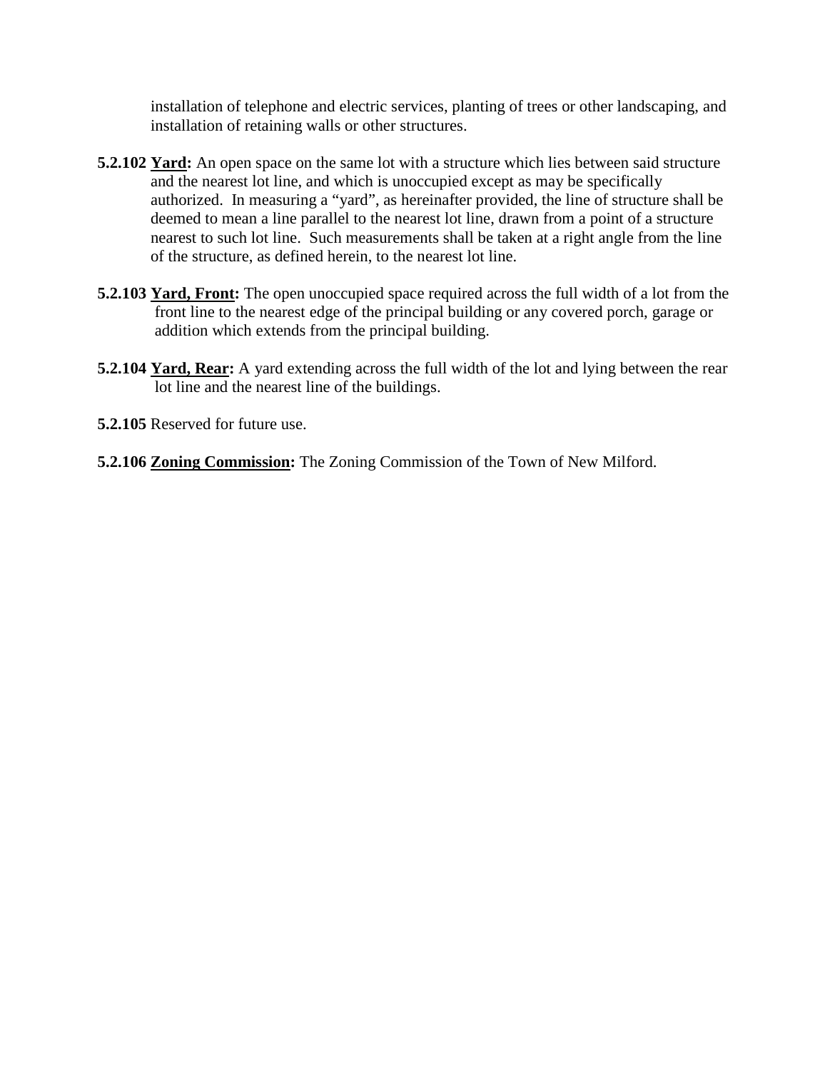installation of telephone and electric services, planting of trees or other landscaping, and installation of retaining walls or other structures.

**5.2.102** **Yard:** An open space on the same lot with a structure which lies between said structure and the nearest lot line, and which is unoccupied except as may be specifically authorized. In measuring a "yard", as hereinafter provided, the line of structure shall be deemed to mean a line parallel to the nearest lot line, drawn from a point of a structure nearest to such lot line. Such measurements shall be taken at a right angle from the line of the structure, as defined herein, to the nearest lot line.

**5.2.103** **Yard, Front:** The open unoccupied space required across the full width of a lot from the front line to the nearest edge of the principal building or any covered porch, garage or addition which extends from the principal building.

**5.2.104** **Yard, Rear:** A yard extending across the full width of the lot and lying between the rear lot line and the nearest line of the buildings.

**5.2.105** Reserved for future use.

**5.2.106** **Zoning Commission:** The Zoning Commission of the Town of New Milford.